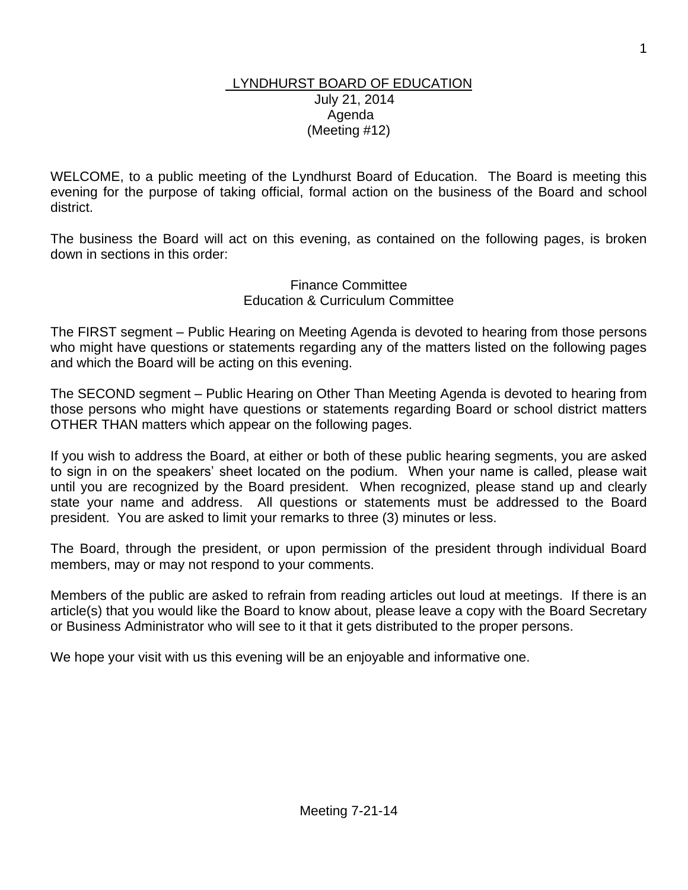# LYNDHURST BOARD OF EDUCATION

July 21, 2014
Agenda
(Meeting #12)

WELCOME, to a public meeting of the Lyndhurst Board of Education. The Board is meeting this evening for the purpose of taking official, formal action on the business of the Board and school district.

The business the Board will act on this evening, as contained on the following pages, is broken down in sections in this order:

Finance Committee
Education & Curriculum Committee

The FIRST segment – Public Hearing on Meeting Agenda is devoted to hearing from those persons who might have questions or statements regarding any of the matters listed on the following pages and which the Board will be acting on this evening.

The SECOND segment – Public Hearing on Other Than Meeting Agenda is devoted to hearing from those persons who might have questions or statements regarding Board or school district matters OTHER THAN matters which appear on the following pages.

If you wish to address the Board, at either or both of these public hearing segments, you are asked to sign in on the speakers' sheet located on the podium. When your name is called, please wait until you are recognized by the Board president. When recognized, please stand up and clearly state your name and address. All questions or statements must be addressed to the Board president. You are asked to limit your remarks to three (3) minutes or less.

The Board, through the president, or upon permission of the president through individual Board members, may or may not respond to your comments.

Members of the public are asked to refrain from reading articles out loud at meetings. If there is an article(s) that you would like the Board to know about, please leave a copy with the Board Secretary or Business Administrator who will see to it that it gets distributed to the proper persons.

We hope your visit with us this evening will be an enjoyable and informative one.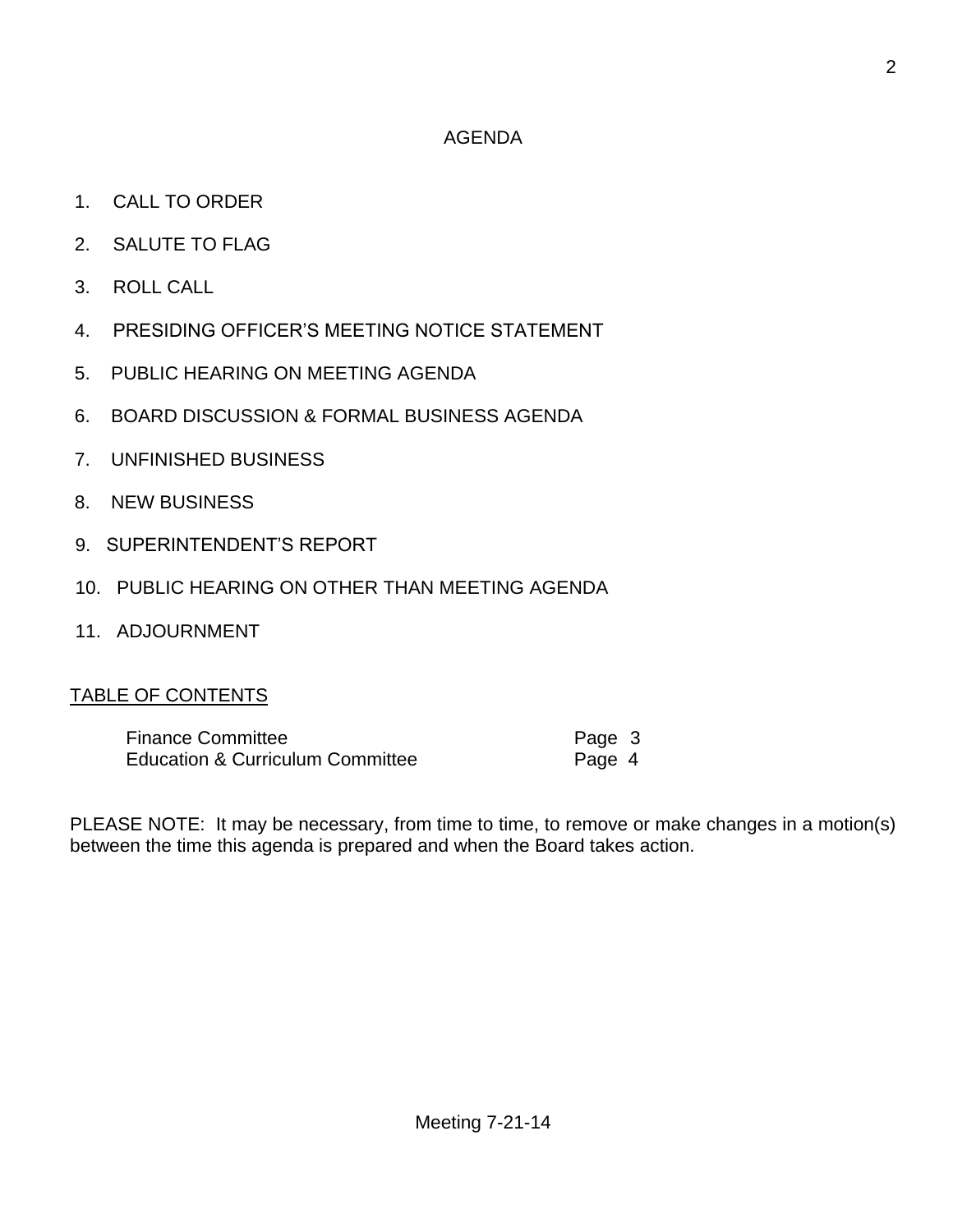# AGENDA

1. CALL TO ORDER
2. SALUTE TO FLAG
3. ROLL CALL
4. PRESIDING OFFICER'S MEETING NOTICE STATEMENT
5. PUBLIC HEARING ON MEETING AGENDA
6. BOARD DISCUSSION & FORMAL BUSINESS AGENDA
7. UNFINISHED BUSINESS
8. NEW BUSINESS
9. SUPERINTENDENT'S REPORT
10. PUBLIC HEARING ON OTHER THAN MEETING AGENDA
11. ADJOURNMENT

## TABLE OF CONTENTS

| | |
|---|---|
| Finance Committee | Page 3 |
| Education & Curriculum Committee | Page 4 |

PLEASE NOTE: It may be necessary, from time to time, to remove or make changes in a motion(s) between the time this agenda is prepared and when the Board takes action.

Meeting 7-21-14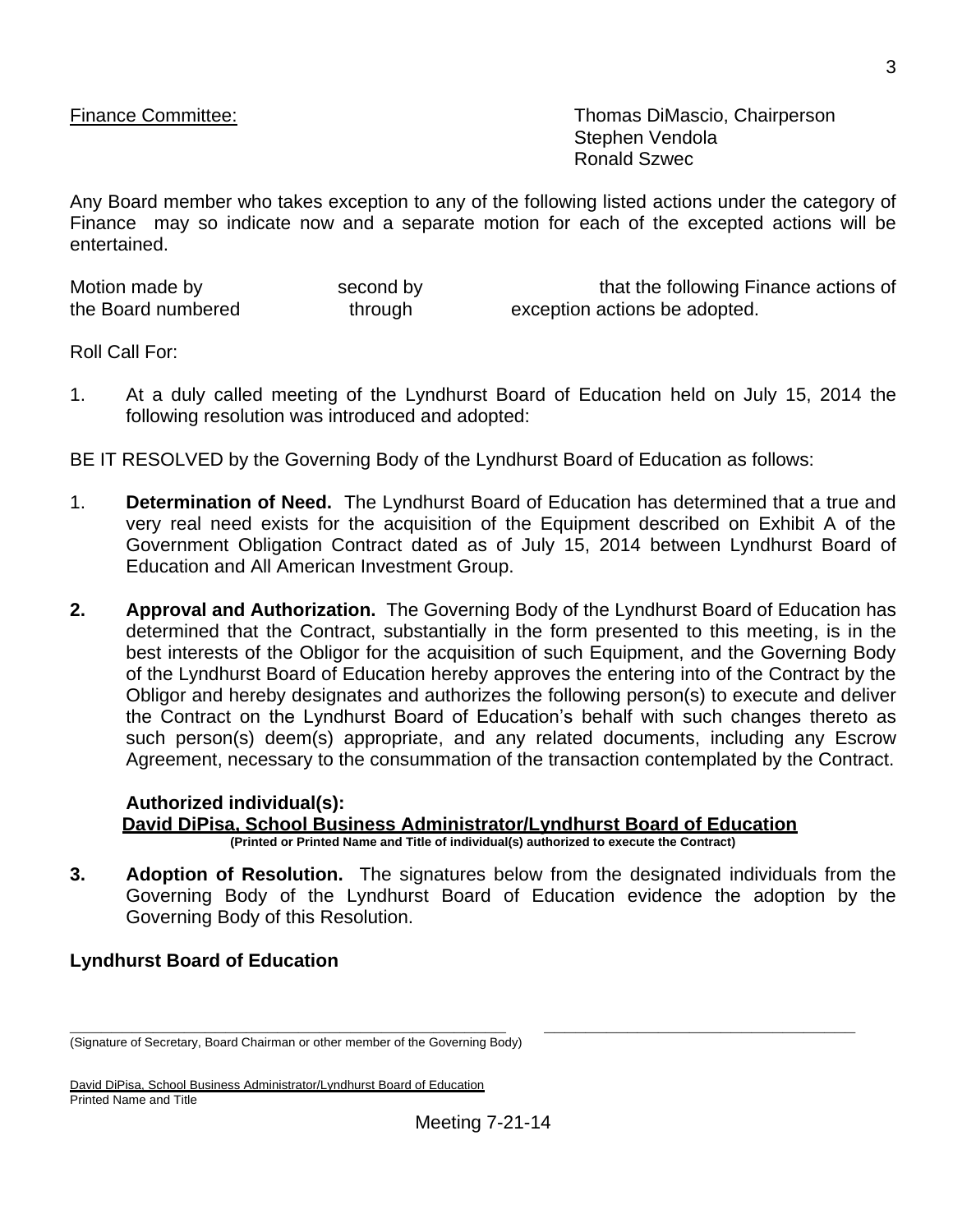Finance Committee: Thomas DiMascio, Chairperson
Stephen Vendola
Ronald Szwec

Any Board member who takes exception to any of the following listed actions under the category of Finance may so indicate now and a separate motion for each of the excepted actions will be entertained.

Motion made by second by that the following Finance actions of the Board numbered through exception actions be adopted.

Roll Call For:

1. At a duly called meeting of the Lyndhurst Board of Education held on July 15, 2014 the following resolution was introduced and adopted:

BE IT RESOLVED by the Governing Body of the Lyndhurst Board of Education as follows:

1. **Determination of Need.** The Lyndhurst Board of Education has determined that a true and very real need exists for the acquisition of the Equipment described on Exhibit A of the Government Obligation Contract dated as of July 15, 2014 between Lyndhurst Board of Education and All American Investment Group.

**2. Approval and Authorization.** The Governing Body of the Lyndhurst Board of Education has determined that the Contract, substantially in the form presented to this meeting, is in the best interests of the Obligor for the acquisition of such Equipment, and the Governing Body of the Lyndhurst Board of Education hereby approves the entering into of the Contract by the Obligor and hereby designates and authorizes the following person(s) to execute and deliver the Contract on the Lyndhurst Board of Education's behalf with such changes thereto as such person(s) deem(s) appropriate, and any related documents, including any Escrow Agreement, necessary to the consummation of the transaction contemplated by the Contract.

**Authorized individual(s):**
**David DiPisa, School Business Administrator/Lyndhurst Board of Education**
**(Printed or Printed Name and Title of individual(s) authorized to execute the Contract)**

**3. Adoption of Resolution.** The signatures below from the designated individuals from the Governing Body of the Lyndhurst Board of Education evidence the adoption by the Governing Body of this Resolution.

**Lyndhurst Board of Education**

\_\_\_\_\_\_\_\_\_\_\_\_\_\_\_\_\_\_\_\_\_\_\_\_\_\_\_\_\_\_\_\_\_\_\_\_\_\_\_\_\_\_ \_\_\_\_\_\_\_\_\_\_\_\_\_\_\_\_\_\_\_\_\_\_\_\_\_\_\_\_\_\_\_\_\_\_
(Signature of Secretary, Board Chairman or other member of the Governing Body)

David DiPisa, School Business Administrator/Lyndhurst Board of Education
Printed Name and Title

Meeting 7-21-14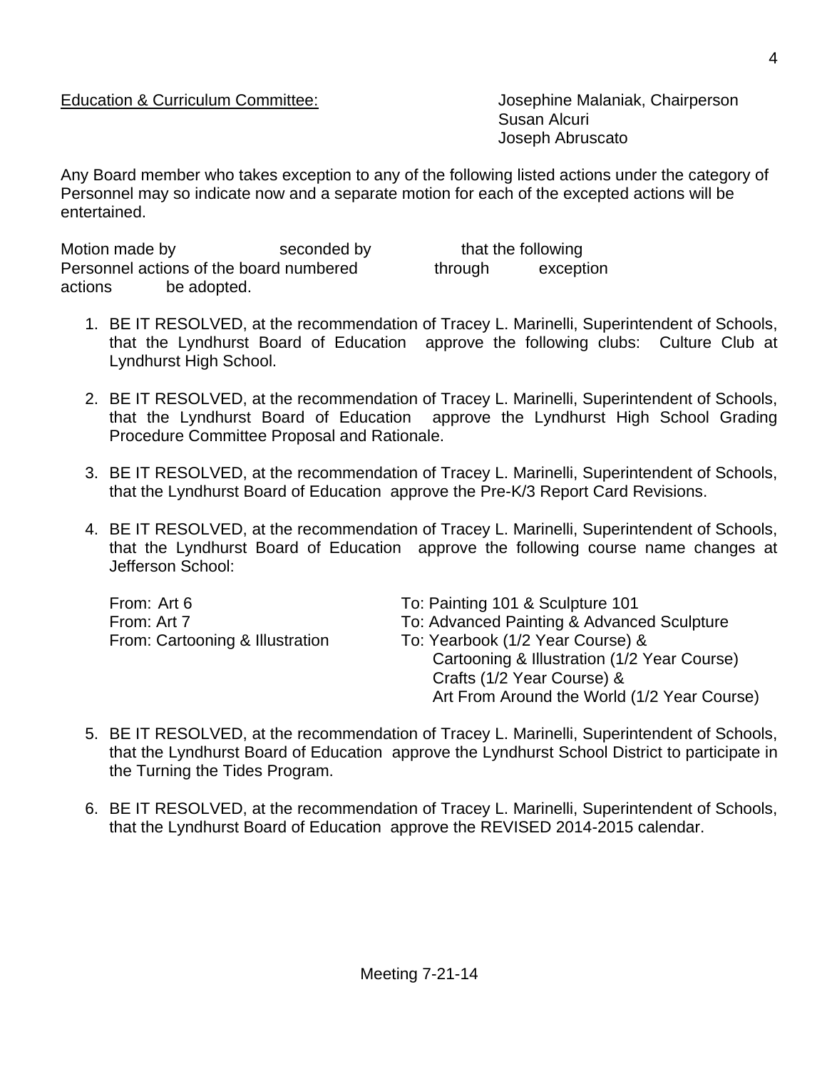Education & Curriculum Committee: Josephine Malaniak, Chairperson
Susan Alcuri
Joseph Abruscato

Any Board member who takes exception to any of the following listed actions under the category of Personnel may so indicate now and a separate motion for each of the excepted actions will be entertained.

Motion made by seconded by that the following Personnel actions of the board numbered through exception actions be adopted.

1. BE IT RESOLVED, at the recommendation of Tracey L. Marinelli, Superintendent of Schools, that the Lyndhurst Board of Education approve the following clubs: Culture Club at Lyndhurst High School.

2. BE IT RESOLVED, at the recommendation of Tracey L. Marinelli, Superintendent of Schools, that the Lyndhurst Board of Education approve the Lyndhurst High School Grading Procedure Committee Proposal and Rationale.

3. BE IT RESOLVED, at the recommendation of Tracey L. Marinelli, Superintendent of Schools, that the Lyndhurst Board of Education approve the Pre-K/3 Report Card Revisions.

4. BE IT RESOLVED, at the recommendation of Tracey L. Marinelli, Superintendent of Schools, that the Lyndhurst Board of Education approve the following course name changes at Jefferson School:

   From: Art 6 — To: Painting 101 & Sculpture 101
   From: Art 7 — To: Advanced Painting & Advanced Sculpture
   From: Cartooning & Illustration — To: Yearbook (1/2 Year Course) &
   Cartooning & Illustration (1/2 Year Course)
   Crafts (1/2 Year Course) &
   Art From Around the World (1/2 Year Course)

5. BE IT RESOLVED, at the recommendation of Tracey L. Marinelli, Superintendent of Schools, that the Lyndhurst Board of Education approve the Lyndhurst School District to participate in the Turning the Tides Program.

6. BE IT RESOLVED, at the recommendation of Tracey L. Marinelli, Superintendent of Schools, that the Lyndhurst Board of Education approve the REVISED 2014-2015 calendar.

Meeting 7-21-14